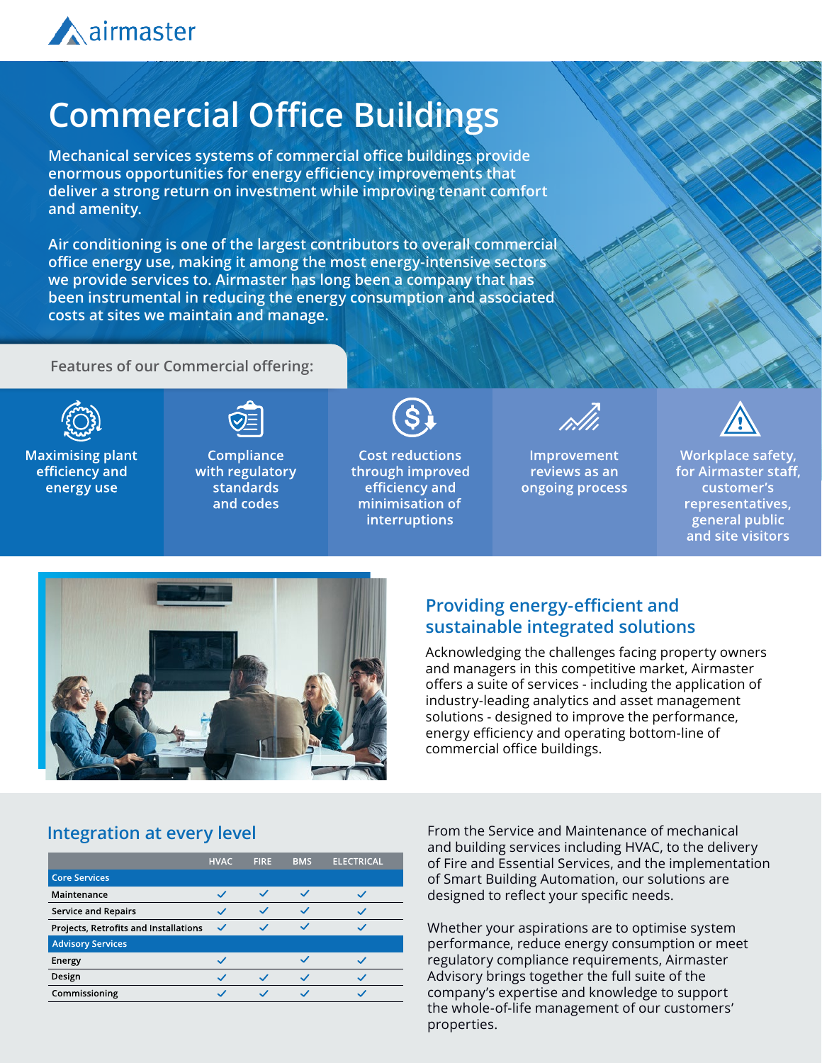airmaster

# Commercial Office Buildings

**Mechanical services systems of commercial office buildings provide enormous opportunities for energy efficiency improvements that deliver a strong return on investment while improving tenant comfort and amenity.**

**Air conditioning is one of the largest contributors to overall commercial office energy use, making it among the most energy-intensive sectors we provide services to. Airmaster has long been a company that has been instrumental in reducing the energy consumption and associated costs at sites we maintain and manage.**

Features of our Commercial offering:

- Maximising plant efficiency and energy use
- Compliance with regulatory standards and codes
- Cost reductions through improved efficiency and minimisation of interruptions
- Improvement reviews as an ongoing process
- Workplace safety, for Airmaster staff, customer's representatives, general public and site visitors

## Providing energy-efficient and sustainable integrated solutions

Acknowledging the challenges facing property owners and managers in this competitive market, Airmaster offers a suite of services - including the application of industry-leading analytics and asset management solutions - designed to improve the performance, energy efficiency and operating bottom-line of commercial office buildings.

## Integration at every level

| | HVAC | FIRE | BMS | ELECTRICAL |
|---|---|---|---|---|
| **Core Services** | | | | |
| Maintenance | ✓ | ✓ | ✓ | ✓ |
| Service and Repairs | ✓ | ✓ | ✓ | ✓ |
| Projects, Retrofits and Installations | ✓ | ✓ | ✓ | ✓ |
| **Advisory Services** | | | | |
| Energy | ✓ | | ✓ | ✓ |
| Design | ✓ | ✓ | ✓ | ✓ |
| Commissioning | ✓ | ✓ | ✓ | ✓ |

From the Service and Maintenance of mechanical and building services including HVAC, to the delivery of Fire and Essential Services, and the implementation of Smart Building Automation, our solutions are designed to reflect your specific needs.

Whether your aspirations are to optimise system performance, reduce energy consumption or meet regulatory compliance requirements, Airmaster Advisory brings together the full suite of the company's expertise and knowledge to support the whole-of-life management of our customers' properties.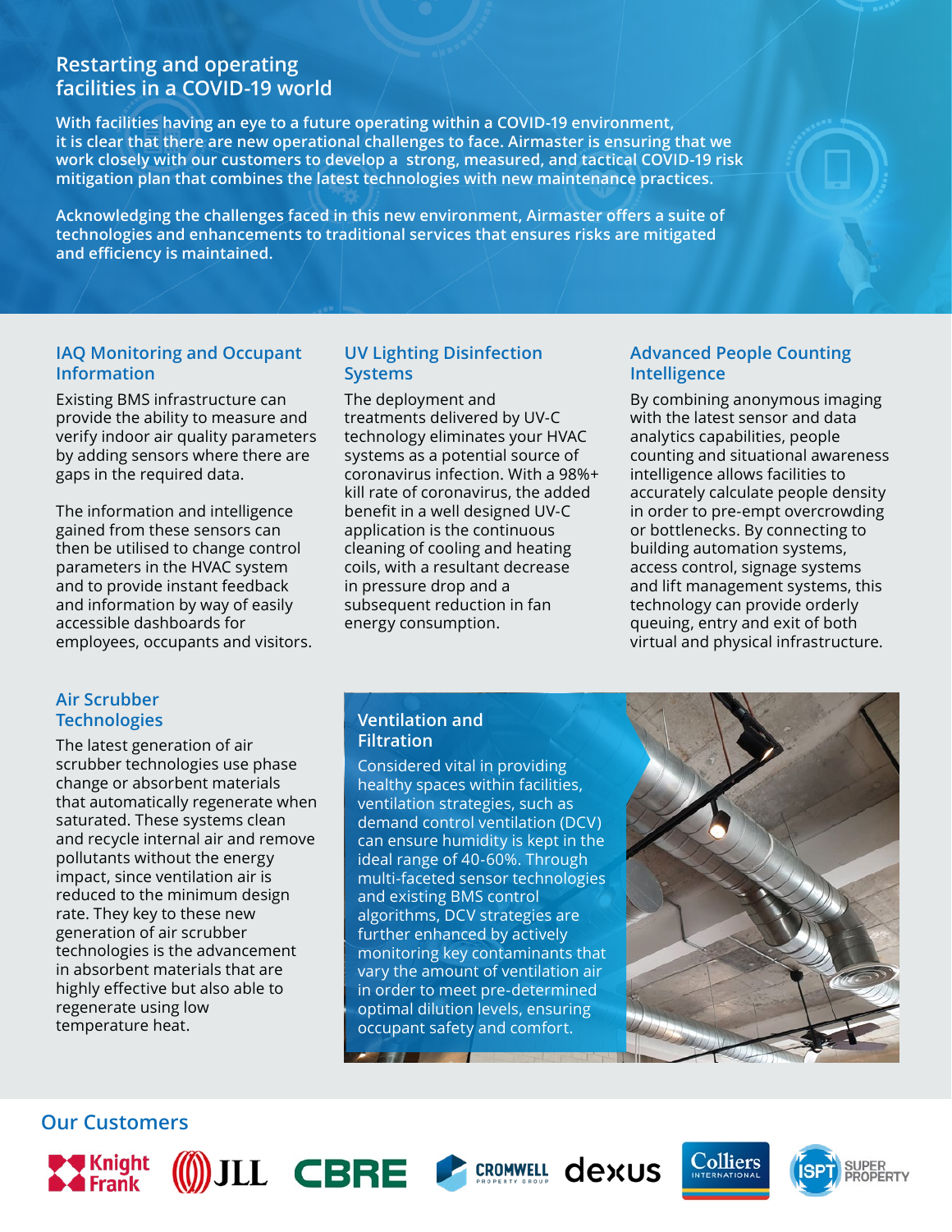# Restarting and operating facilities in a COVID-19 world

**With facilities having an eye to a future operating within a COVID-19 environment, it is clear that there are new operational challenges to face. Airmaster is ensuring that we work closely with our customers to develop a strong, measured, and tactical COVID-19 risk mitigation plan that combines the latest technologies with new maintenance practices.**

**Acknowledging the challenges faced in this new environment, Airmaster offers a suite of technologies and enhancements to traditional services that ensures risks are mitigated and efficiency is maintained.**

## IAQ Monitoring and Occupant Information

Existing BMS infrastructure can provide the ability to measure and verify indoor air quality parameters by adding sensors where there are gaps in the required data.

The information and intelligence gained from these sensors can then be utilised to change control parameters in the HVAC system and to provide instant feedback and information by way of easily accessible dashboards for employees, occupants and visitors.

## UV Lighting Disinfection Systems

The deployment and treatments delivered by UV-C technology eliminates your HVAC systems as a potential source of coronavirus infection. With a 98%+ kill rate of coronavirus, the added benefit in a well designed UV-C application is the continuous cleaning of cooling and heating coils, with a resultant decrease in pressure drop and a subsequent reduction in fan energy consumption.

## Advanced People Counting Intelligence

By combining anonymous imaging with the latest sensor and data analytics capabilities, people counting and situational awareness intelligence allows facilities to accurately calculate people density in order to pre-empt overcrowding or bottlenecks. By connecting to building automation systems, access control, signage systems and lift management systems, this technology can provide orderly queuing, entry and exit of both virtual and physical infrastructure.

## Air Scrubber Technologies

The latest generation of air scrubber technologies use phase change or absorbent materials that automatically regenerate when saturated. These systems clean and recycle internal air and remove pollutants without the energy impact, since ventilation air is reduced to the minimum design rate. They key to these new generation of air scrubber technologies is the advancement in absorbent materials that are highly effective but also able to regenerate using low temperature heat.

## Ventilation and Filtration

Considered vital in providing healthy spaces within facilities, ventilation strategies, such as demand control ventilation (DCV) can ensure humidity is kept in the ideal range of 40-60%. Through multi-faceted sensor technologies and existing BMS control algorithms, DCV strategies are further enhanced by actively monitoring key contaminants that vary the amount of ventilation air in order to meet pre-determined optimal dilution levels, ensuring occupant safety and comfort.

## Our Customers

Knight Frank, JLL, CBRE, Cromwell Property Group, dexus, Colliers International, ISPT Super Property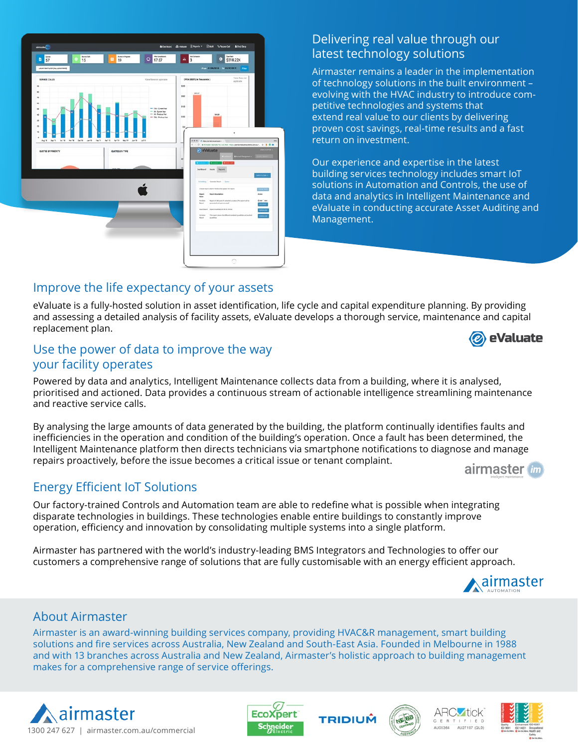## Delivering real value through our latest technology solutions

Airmaster remains a leader in the implementation of technology solutions in the built environment – evolving with the HVAC industry to introduce competitive technologies and systems that extend real value to our clients by delivering proven cost savings, real-time results and a fast return on investment.

Our experience and expertise in the latest building services technology includes smart IoT solutions in Automation and Controls, the use of data and analytics in Intelligent Maintenance and eValuate in conducting accurate Asset Auditing and Management.

## Improve the life expectancy of your assets

eValuate is a fully-hosted solution in asset identification, life cycle and capital expenditure planning. By providing and assessing a detailed analysis of facility assets, eValuate develops a thorough service, maintenance and capital replacement plan.

eValuate

## Use the power of data to improve the way your facility operates

Powered by data and analytics, Intelligent Maintenance collects data from a building, where it is analysed, prioritised and actioned. Data provides a continuous stream of actionable intelligence streamlining maintenance and reactive service calls.

By analysing the large amounts of data generated by the building, the platform continually identifies faults and inefficiencies in the operation and condition of the building's operation. Once a fault has been determined, the Intelligent Maintenance platform then directs technicians via smartphone notifications to diagnose and manage repairs proactively, before the issue becomes a critical issue or tenant complaint.

airmaster im intelligent maintenance

## Energy Efficient IoT Solutions

Our factory-trained Controls and Automation team are able to redefine what is possible when integrating disparate technologies in buildings. These technologies enable entire buildings to constantly improve operation, efficiency and innovation by consolidating multiple systems into a single platform.

Airmaster has partnered with the world's industry-leading BMS Integrators and Technologies to offer our customers a comprehensive range of solutions that are fully customisable with an energy efficient approach.

airmaster AUTOMATION

## About Airmaster

Airmaster is an award-winning building services company, providing HVAC&R management, smart building solutions and fire services across Australia, New Zealand and South-East Asia. Founded in Melbourne in 1988 and with 13 branches across Australia and New Zealand, Airmaster's holistic approach to building management makes for a comprehensive range of service offerings.

airmaster

1300 247 627 | airmaster.com.au/commercial

EcoXpert Schneider Electric | TRIDIUM | NEBB Certified | ARCtick CERTIFIED AU05364 AU27197 (QLD) | ISO 9001 ISO 14001 ISO 45001